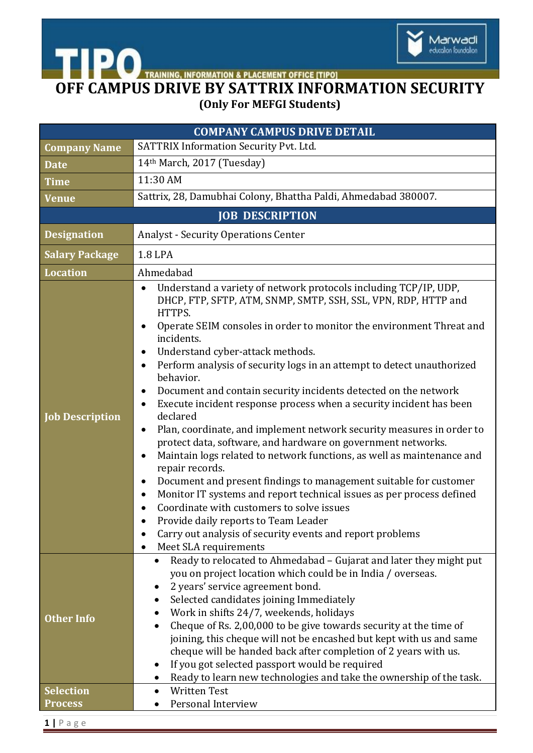TIPO TRAINING, INFORMATION & PLACEMENT OFFICE [TIPO]

Marwadi education foundation

# OFF CAMPUS DRIVE BY SATTRIX INFORMATION SECURITY

**(Only For MEFGI Students)**

| COMPANY CAMPUS DRIVE DETAIL | |
|---|---|
| **Company Name** | SATTRIX Information Security Pvt. Ltd. |
| **Date** | 14th March, 2017 (Tuesday) |
| **Time** | 11:30 AM |
| **Venue** | Sattrix, 28, Damubhai Colony, Bhattha Paldi, Ahmedabad 380007. |
| **JOB DESCRIPTION** | |
| **Designation** | Analyst - Security Operations Center |
| **Salary Package** | 1.8 LPA |
| **Location** | Ahmedabad |
| **Job Description** | • Understand a variety of network protocols including TCP/IP, UDP, DHCP, FTP, SFTP, ATM, SNMP, SMTP, SSH, SSL, VPN, RDP, HTTP and HTTPS.<br>• Operate SEIM consoles in order to monitor the environment Threat and incidents.<br>• Understand cyber-attack methods.<br>• Perform analysis of security logs in an attempt to detect unauthorized behavior.<br>• Document and contain security incidents detected on the network<br>• Execute incident response process when a security incident has been declared<br>• Plan, coordinate, and implement network security measures in order to protect data, software, and hardware on government networks.<br>• Maintain logs related to network functions, as well as maintenance and repair records.<br>• Document and present findings to management suitable for customer<br>• Monitor IT systems and report technical issues as per process defined<br>• Coordinate with customers to solve issues<br>• Provide daily reports to Team Leader<br>• Carry out analysis of security events and report problems<br>• Meet SLA requirements |
| **Other Info** | • Ready to relocated to Ahmedabad – Gujarat and later they might put you on project location which could be in India / overseas.<br>• 2 years' service agreement bond.<br>• Selected candidates joining Immediately<br>• Work in shifts 24/7, weekends, holidays<br>• Cheque of Rs. 2,00,000 to be give towards security at the time of joining, this cheque will not be encashed but kept with us and same cheque will be handed back after completion of 2 years with us.<br>• If you got selected passport would be required<br>• Ready to learn new technologies and take the ownership of the task. |
| **Selection Process** | • Written Test<br>• Personal Interview |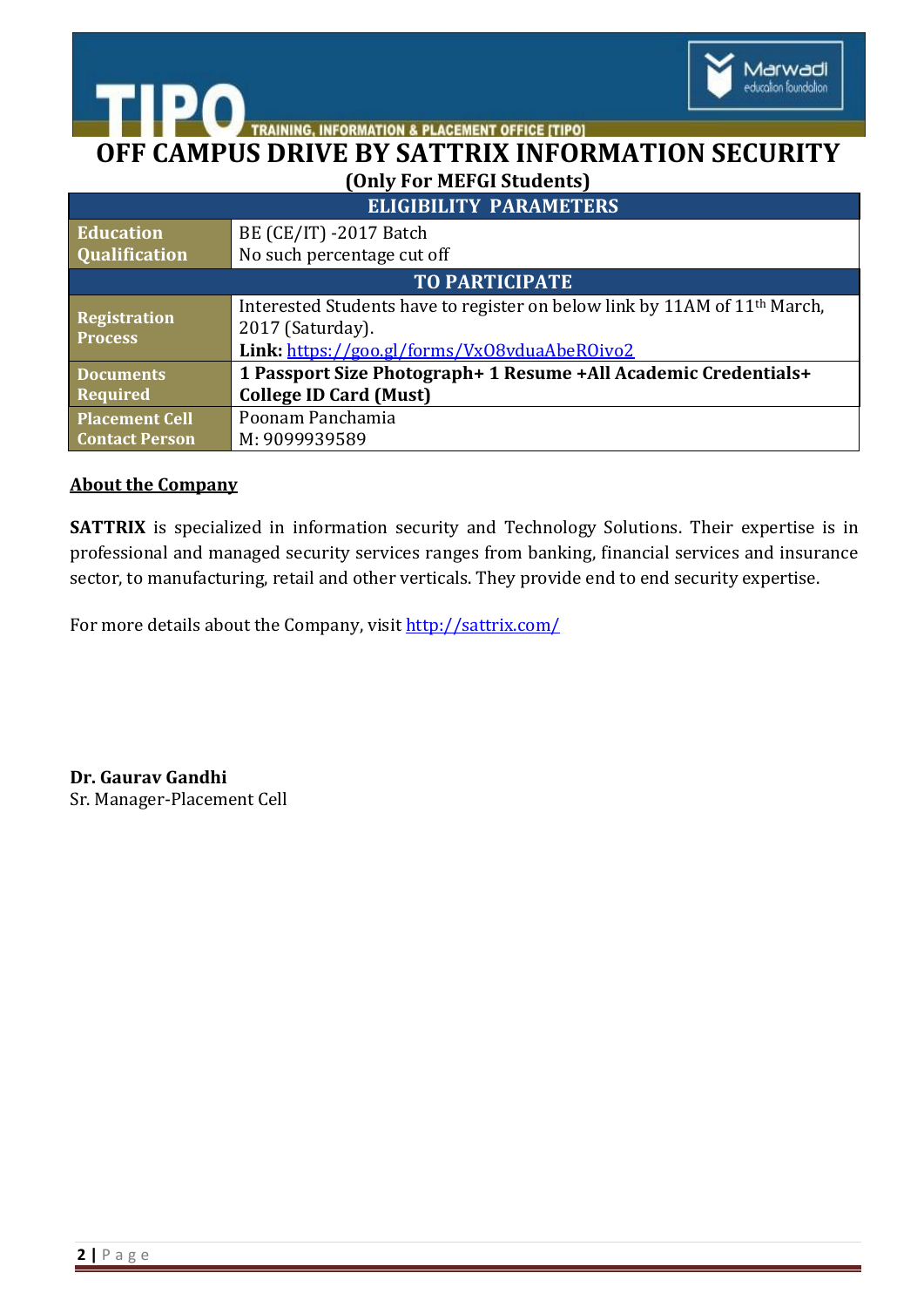# OFF CAMPUS DRIVE BY SATTRIX INFORMATION SECURITY

**(Only For MEFGI Students)**

| ELIGIBILITY PARAMETERS | |
|---|---|
| **Education Qualification** | BE (CE/IT) -2017 Batch<br>No such percentage cut off |
| **TO PARTICIPATE** | |
| **Registration Process** | Interested Students have to register on below link by 11AM of 11th March, 2017 (Saturday).<br>**Link:** https://goo.gl/forms/VxO8vduaAbeROivo2 |
| **Documents Required** | **1 Passport Size Photograph+ 1 Resume +All Academic Credentials+ College ID Card (Must)** |
| **Placement Cell Contact Person** | Poonam Panchamia<br>M: 9099939589 |

## About the Company

**SATTRIX** is specialized in information security and Technology Solutions. Their expertise is in professional and managed security services ranges from banking, financial services and insurance sector, to manufacturing, retail and other verticals. They provide end to end security expertise.

For more details about the Company, visit http://sattrix.com/

**Dr. Gaurav Gandhi**
Sr. Manager-Placement Cell